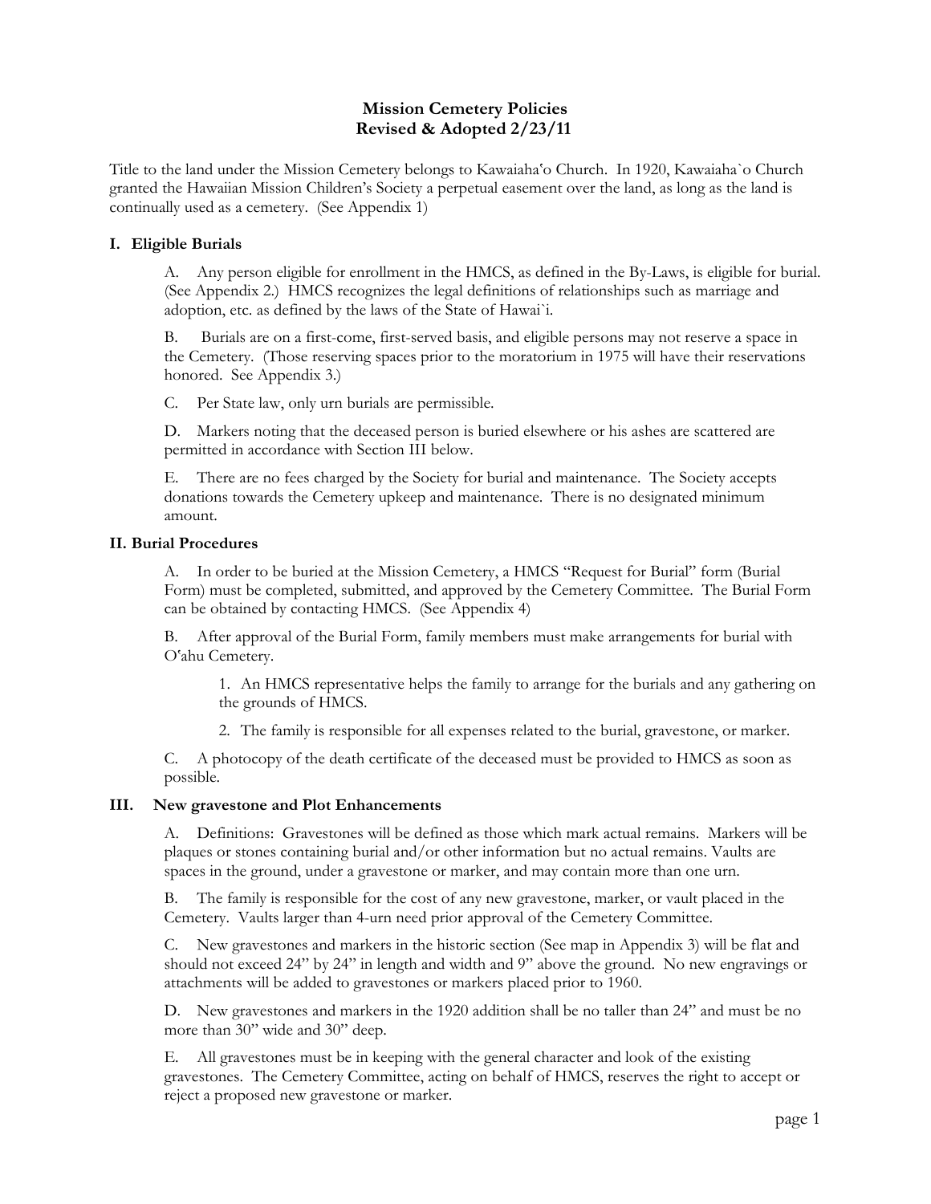# Mission Cemetery Policies
## Revised & Adopted 2/23/11

Title to the land under the Mission Cemetery belongs to Kawaiahaʻo Church. In 1920, Kawaiaha`o Church granted the Hawaiian Mission Children's Society a perpetual easement over the land, as long as the land is continually used as a cemetery. (See Appendix 1)

### I. Eligible Burials

A. Any person eligible for enrollment in the HMCS, as defined in the By-Laws, is eligible for burial. (See Appendix 2.) HMCS recognizes the legal definitions of relationships such as marriage and adoption, etc. as defined by the laws of the State of Hawai`i.

B. Burials are on a first-come, first-served basis, and eligible persons may not reserve a space in the Cemetery. (Those reserving spaces prior to the moratorium in 1975 will have their reservations honored. See Appendix 3.)

C. Per State law, only urn burials are permissible.

D. Markers noting that the deceased person is buried elsewhere or his ashes are scattered are permitted in accordance with Section III below.

E. There are no fees charged by the Society for burial and maintenance. The Society accepts donations towards the Cemetery upkeep and maintenance. There is no designated minimum amount.

### II. Burial Procedures

A. In order to be buried at the Mission Cemetery, a HMCS "Request for Burial" form (Burial Form) must be completed, submitted, and approved by the Cemetery Committee. The Burial Form can be obtained by contacting HMCS. (See Appendix 4)

B. After approval of the Burial Form, family members must make arrangements for burial with Oʻahu Cemetery.

1. An HMCS representative helps the family to arrange for the burials and any gathering on the grounds of HMCS.

2. The family is responsible for all expenses related to the burial, gravestone, or marker.

C. A photocopy of the death certificate of the deceased must be provided to HMCS as soon as possible.

### III. New gravestone and Plot Enhancements

A. Definitions: Gravestones will be defined as those which mark actual remains. Markers will be plaques or stones containing burial and/or other information but no actual remains. Vaults are spaces in the ground, under a gravestone or marker, and may contain more than one urn.

B. The family is responsible for the cost of any new gravestone, marker, or vault placed in the Cemetery. Vaults larger than 4-urn need prior approval of the Cemetery Committee.

C. New gravestones and markers in the historic section (See map in Appendix 3) will be flat and should not exceed 24" by 24" in length and width and 9" above the ground. No new engravings or attachments will be added to gravestones or markers placed prior to 1960.

D. New gravestones and markers in the 1920 addition shall be no taller than 24" and must be no more than 30" wide and 30" deep.

E. All gravestones must be in keeping with the general character and look of the existing gravestones. The Cemetery Committee, acting on behalf of HMCS, reserves the right to accept or reject a proposed new gravestone or marker.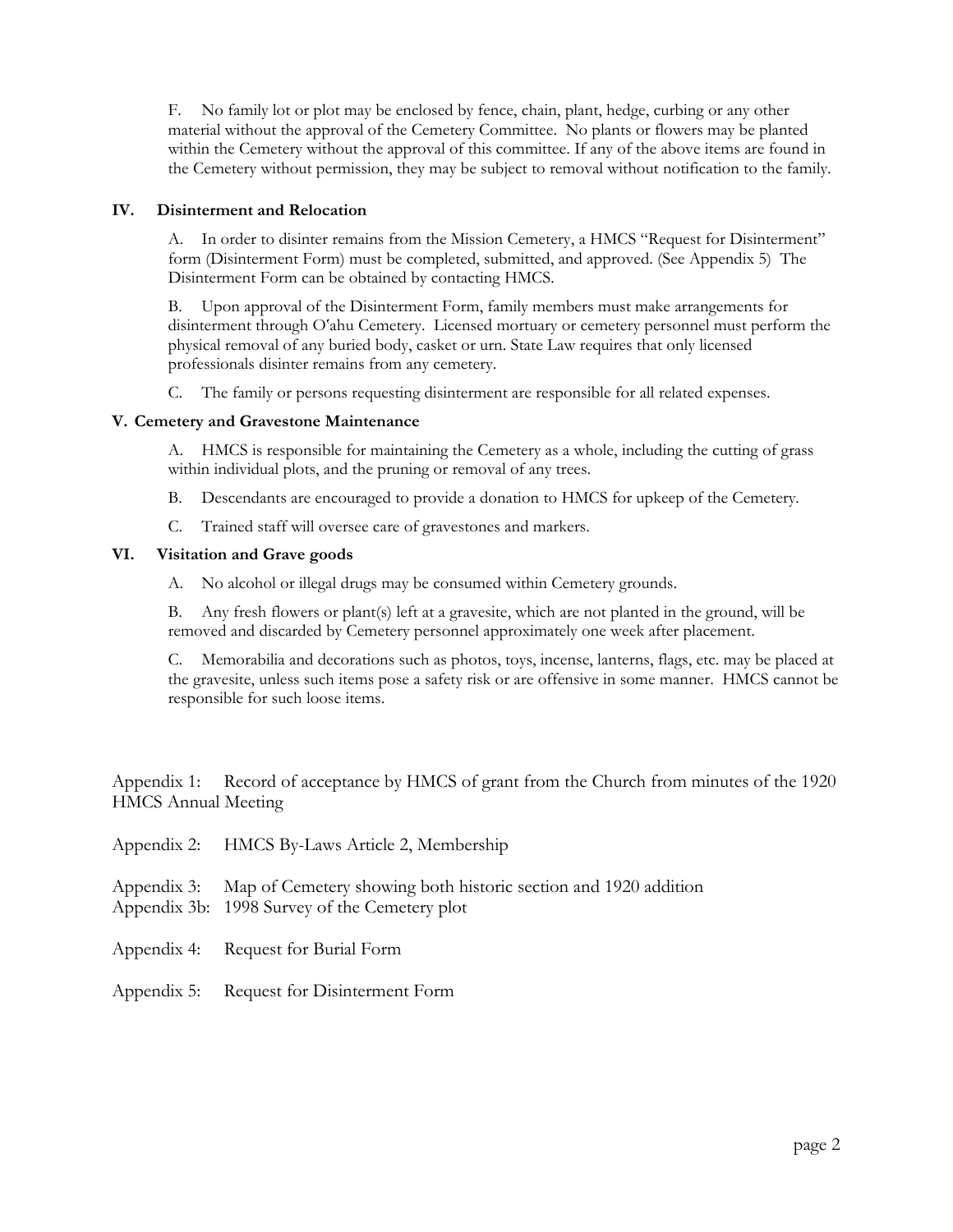F. No family lot or plot may be enclosed by fence, chain, plant, hedge, curbing or any other material without the approval of the Cemetery Committee. No plants or flowers may be planted within the Cemetery without the approval of this committee. If any of the above items are found in the Cemetery without permission, they may be subject to removal without notification to the family.

### IV. Disinterment and Relocation

A. In order to disinter remains from the Mission Cemetery, a HMCS "Request for Disinterment" form (Disinterment Form) must be completed, submitted, and approved. (See Appendix 5) The Disinterment Form can be obtained by contacting HMCS.

B. Upon approval of the Disinterment Form, family members must make arrangements for disinterment through Oʻahu Cemetery. Licensed mortuary or cemetery personnel must perform the physical removal of any buried body, casket or urn. State Law requires that only licensed professionals disinter remains from any cemetery.

C. The family or persons requesting disinterment are responsible for all related expenses.

### V. Cemetery and Gravestone Maintenance

A. HMCS is responsible for maintaining the Cemetery as a whole, including the cutting of grass within individual plots, and the pruning or removal of any trees.

B. Descendants are encouraged to provide a donation to HMCS for upkeep of the Cemetery.

C. Trained staff will oversee care of gravestones and markers.

### VI. Visitation and Grave goods

A. No alcohol or illegal drugs may be consumed within Cemetery grounds.

B. Any fresh flowers or plant(s) left at a gravesite, which are not planted in the ground, will be removed and discarded by Cemetery personnel approximately one week after placement.

C. Memorabilia and decorations such as photos, toys, incense, lanterns, flags, etc. may be placed at the gravesite, unless such items pose a safety risk or are offensive in some manner. HMCS cannot be responsible for such loose items.

Appendix 1: Record of acceptance by HMCS of grant from the Church from minutes of the 1920 HMCS Annual Meeting

Appendix 2: HMCS By-Laws Article 2, Membership

Appendix 3: Map of Cemetery showing both historic section and 1920 addition
Appendix 3b: 1998 Survey of the Cemetery plot

Appendix 4: Request for Burial Form

Appendix 5: Request for Disinterment Form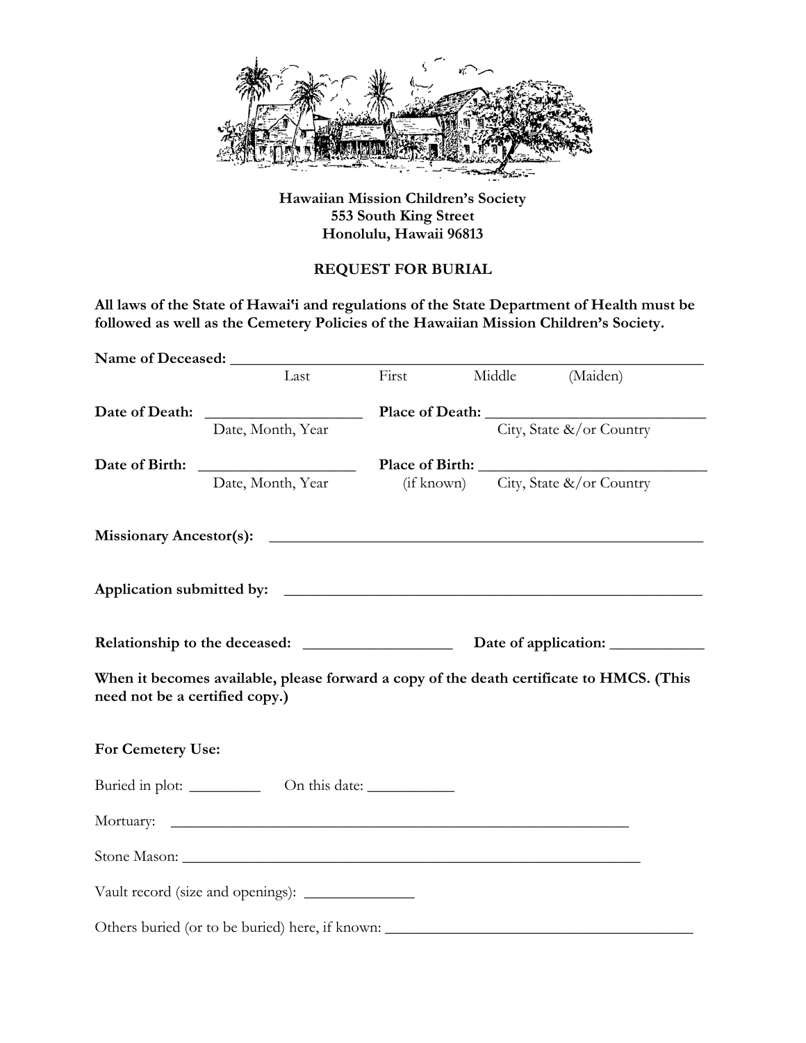**Hawaiian Mission Children's Society**
**553 South King Street**
**Honolulu, Hawaii 96813**

## REQUEST FOR BURIAL

**All laws of the State of Hawai'i and regulations of the State Department of Health must be followed as well as the Cemetery Policies of the Hawaiian Mission Children's Society.**

**Name of Deceased:** ______________________________________________________________
Last First Middle (Maiden)

**Date of Death:** ____________________ **Place of Death:** ____________________________
Date, Month, Year City, State &/or Country

**Date of Birth:** ____________________ **Place of Birth:** ____________________________
Date, Month, Year (if known) City, State &/or Country

**Missionary Ancestor(s):** ________________________________________________________

**Application submitted by:** ______________________________________________________

**Relationship to the deceased:** ___________________ **Date of application:** ____________

**When it becomes available, please forward a copy of the death certificate to HMCS. (This need not be a certified copy.)**

**For Cemetery Use:**

Buried in plot: _________ On this date: ___________

Mortuary: ______________________________________________________________

Stone Mason: ____________________________________________________________

Vault record (size and openings): ______________

Others buried (or to be buried) here, if known: ________________________________________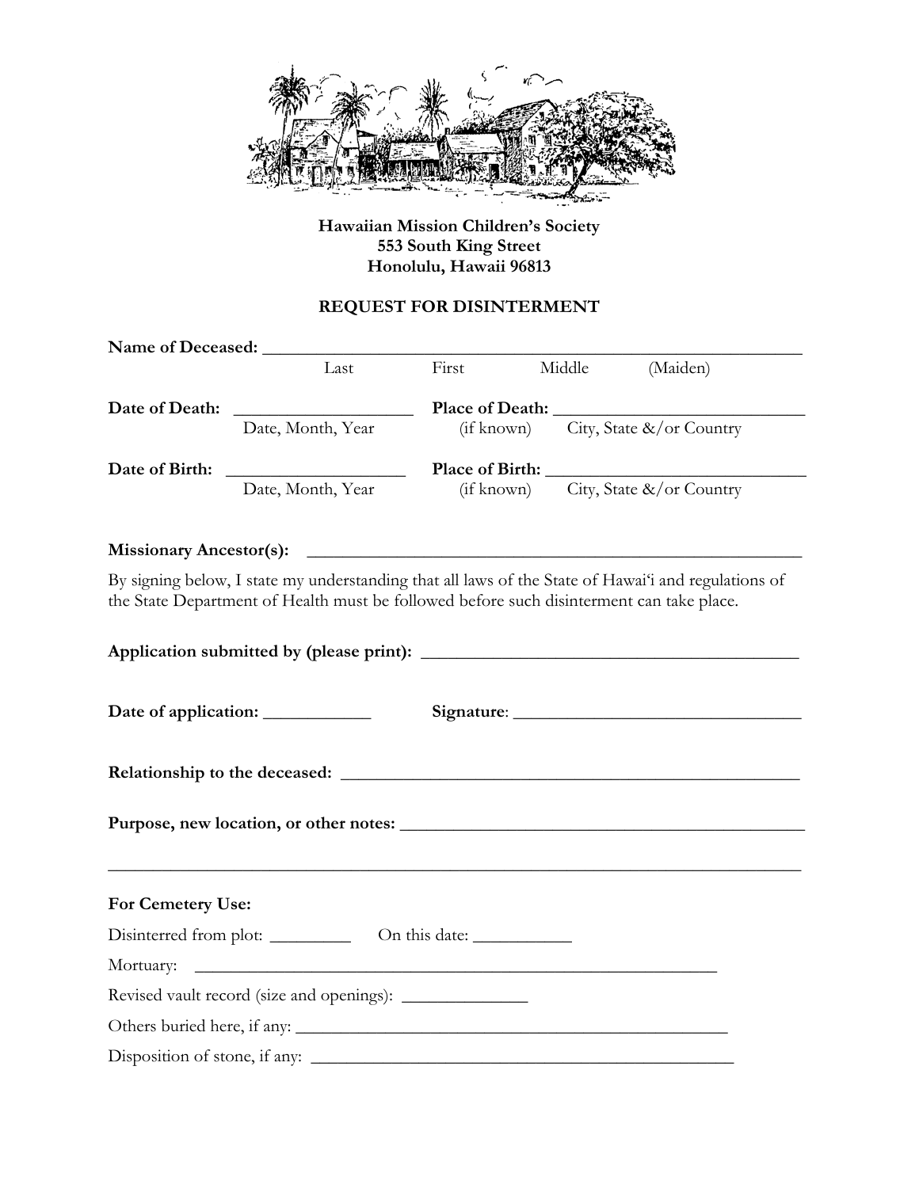**Hawaiian Mission Children's Society**
**553 South King Street**
**Honolulu, Hawaii 96813**

## REQUEST FOR DISINTERMENT

**Name of Deceased:** ______________________________________________________________
Last First Middle (Maiden)

**Date of Death:** ____________________ **Place of Death:** ____________________________
Date, Month, Year (if known) City, State &/or Country

**Date of Birth:** ____________________ **Place of Birth:** ____________________________
Date, Month, Year (if known) City, State &/or Country

**Missionary Ancestor(s):** ______________________________________________________

By signing below, I state my understanding that all laws of the State of Hawaiʻi and regulations of the State Department of Health must be followed before such disinterment can take place.

**Application submitted by (please print):** ________________________________________

**Date of application:** ___________ **Signature**: ________________________________

**Relationship to the deceased:** ______________________________________________________

**Purpose, new location, or other notes:** ______________________________________________

______________________________________________________________________________

**For Cemetery Use:**

Disinterred from plot: _________ On this date: ___________

Mortuary: ______________________________________________________________

Revised vault record (size and openings): ______________

Others buried here, if any: ___________________________________________________

Disposition of stone, if any: __________________________________________________